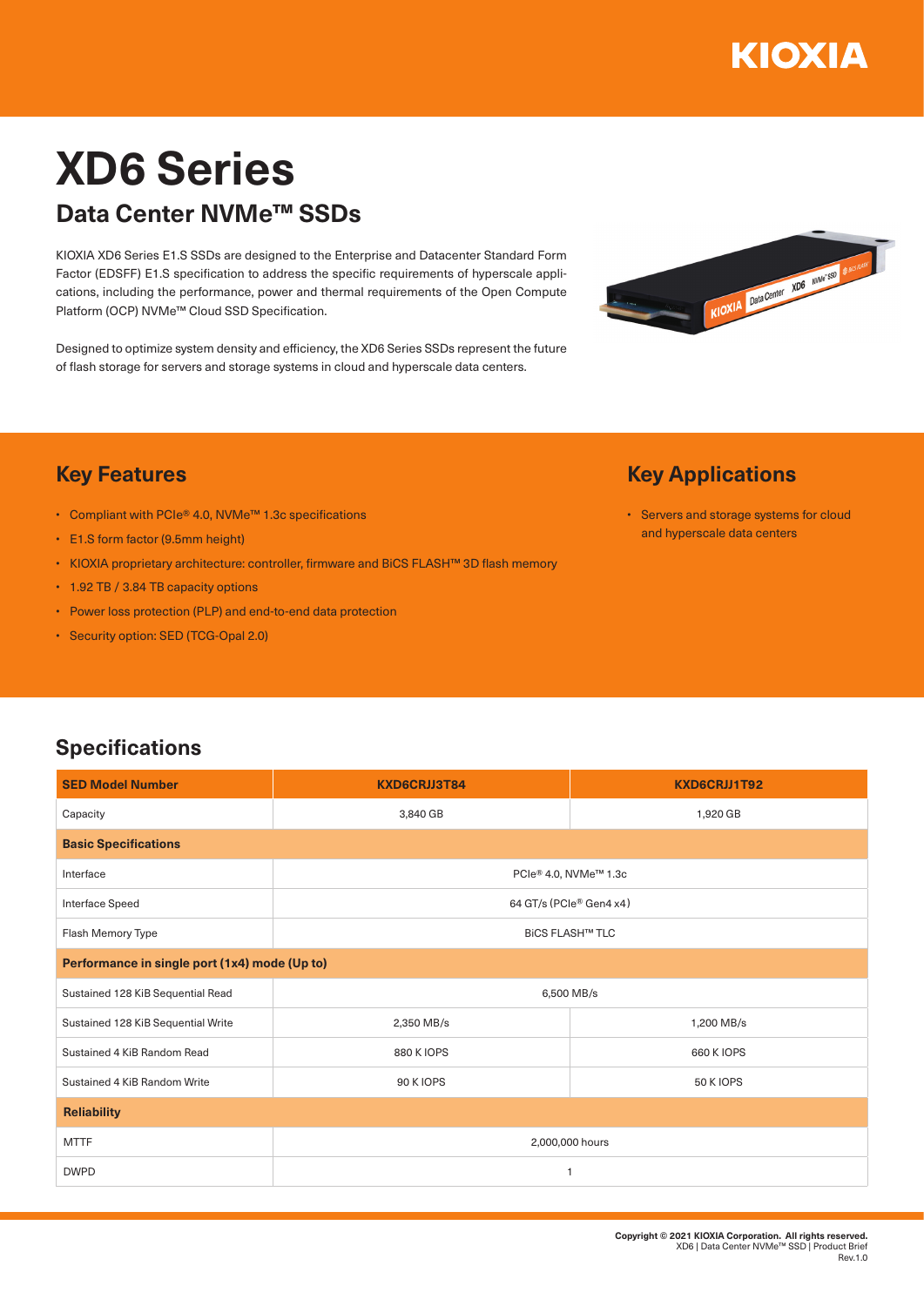# XD6 Series

## Data Center NVMe™ SSDs

KIOXIA XD6 Series E1.S SSDs are designed to the Enterprise and Datacenter Standard Form Factor (EDSFF) E1.S specification to address the specific requirements of hyperscale applications, including the performance, power and thermal requirements of the Open Compute Platform (OCP) NVMe™ Cloud SSD Specification.

Designed to optimize system density and efficiency, the XD6 Series SSDs represent the future of flash storage for servers and storage systems in cloud and hyperscale data centers.

## Key Features

- Compliant with PCIe® 4.0, NVMe™ 1.3c specifications
- E1.S form factor (9.5mm height)
- KIOXIA proprietary architecture: controller, firmware and BiCS FLASH™ 3D flash memory
- 1.92 TB / 3.84 TB capacity options
- Power loss protection (PLP) and end-to-end data protection
- Security option: SED (TCG-Opal 2.0)

## Key Applications

- Servers and storage systems for cloud and hyperscale data centers

## Specifications

| SED Model Number | KXD6CRJJ3T84 | KXD6CRJJ1T92 |
|---|---|---|
| Capacity | 3,840 GB | 1,920 GB |
| **Basic Specifications** | | |
| Interface | PCIe® 4.0, NVMe™ 1.3c | |
| Interface Speed | 64 GT/s (PCIe® Gen4 x4) | |
| Flash Memory Type | BiCS FLASH™ TLC | |
| **Performance in single port (1x4) mode (Up to)** | | |
| Sustained 128 KiB Sequential Read | 6,500 MB/s | |
| Sustained 128 KiB Sequential Write | 2,350 MB/s | 1,200 MB/s |
| Sustained 4 KiB Random Read | 880 K IOPS | 660 K IOPS |
| Sustained 4 KiB Random Write | 90 K IOPS | 50 K IOPS |
| **Reliability** | | |
| MTTF | 2,000,000 hours | |
| DWPD | 1 | |

**Copyright © 2021 KIOXIA Corporation. All rights reserved.**
XD6 | Data Center NVMe™ SSD | Product Brief
Rev.1.0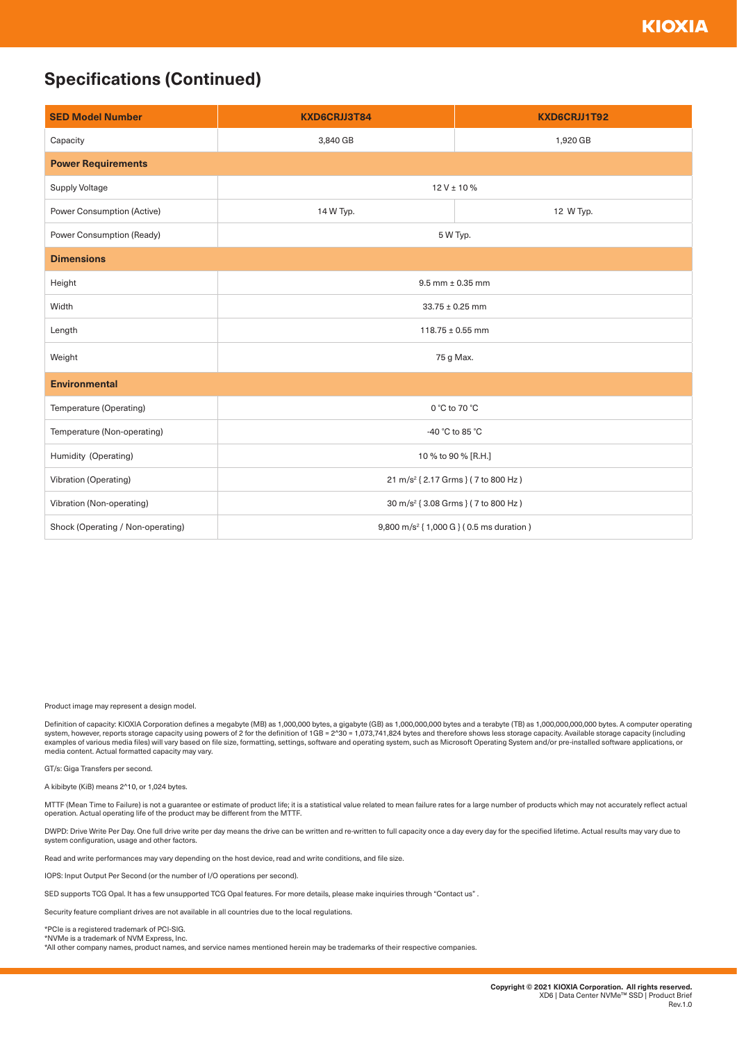## Specifications (Continued)

| SED Model Number | KXD6CRJJ3T84 | KXD6CRJJ1T92 |
|---|---|---|
| Capacity | 3,840 GB | 1,920 GB |
| **Power Requirements** | | |
| Supply Voltage | 12 V ± 10 % | |
| Power Consumption (Active) | 14 W Typ. | 12 W Typ. |
| Power Consumption (Ready) | 5 W Typ. | |
| **Dimensions** | | |
| Height | 9.5 mm ± 0.35 mm | |
| Width | 33.75 ± 0.25 mm | |
| Length | 118.75 ± 0.55 mm | |
| Weight | 75 g Max. | |
| **Environmental** | | |
| Temperature (Operating) | 0 °C to 70 °C | |
| Temperature (Non-operating) | -40 °C to 85 °C | |
| Humidity (Operating) | 10 % to 90 % [R.H.] | |
| Vibration (Operating) | 21 $m/s^2$ { 2.17 Grms } ( 7 to 800 Hz ) | |
| Vibration (Non-operating) | 30 $m/s^2$ { 3.08 Grms } ( 7 to 800 Hz ) | |
| Shock (Operating / Non-operating) | 9,800 $m/s^2$ { 1,000 G } ( 0.5 ms duration ) | |

Product image may represent a design model.

Definition of capacity: KIOXIA Corporation defines a megabyte (MB) as 1,000,000 bytes, a gigabyte (GB) as 1,000,000,000 bytes and a terabyte (TB) as 1,000,000,000,000 bytes. A computer operating system, however, reports storage capacity using powers of 2 for the definition of 1GB = 2^30 = 1,073,741,824 bytes and therefore shows less storage capacity. Available storage capacity (including examples of various media files) will vary based on file size, formatting, settings, software and operating system, such as Microsoft Operating System and/or pre-installed software applications, or media content. Actual formatted capacity may vary.

GT/s: Giga Transfers per second.

A kibibyte (KiB) means 2^10, or 1,024 bytes.

MTTF (Mean Time to Failure) is not a guarantee or estimate of product life; it is a statistical value related to mean failure rates for a large number of products which may not accurately reflect actual operation. Actual operating life of the product may be different from the MTTF.

DWPD: Drive Write Per Day. One full drive write per day means the drive can be written and re-written to full capacity once a day every day for the specified lifetime. Actual results may vary due to system configuration, usage and other factors.

Read and write performances may vary depending on the host device, read and write conditions, and file size.

IOPS: Input Output Per Second (or the number of I/O operations per second).

SED supports TCG Opal. It has a few unsupported TCG Opal features. For more details, please make inquiries through "Contact us" .

Security feature compliant drives are not available in all countries due to the local regulations.

*PCIe is a registered trademark of PCI-SIG.
*NVMe is a trademark of NVM Express, Inc.
*All other company names, product names, and service names mentioned herein may be trademarks of their respective companies.

**Copyright © 2021 KIOXIA Corporation. All rights reserved.**
XD6 | Data Center NVMe™ SSD | Product Brief
Rev.1.0